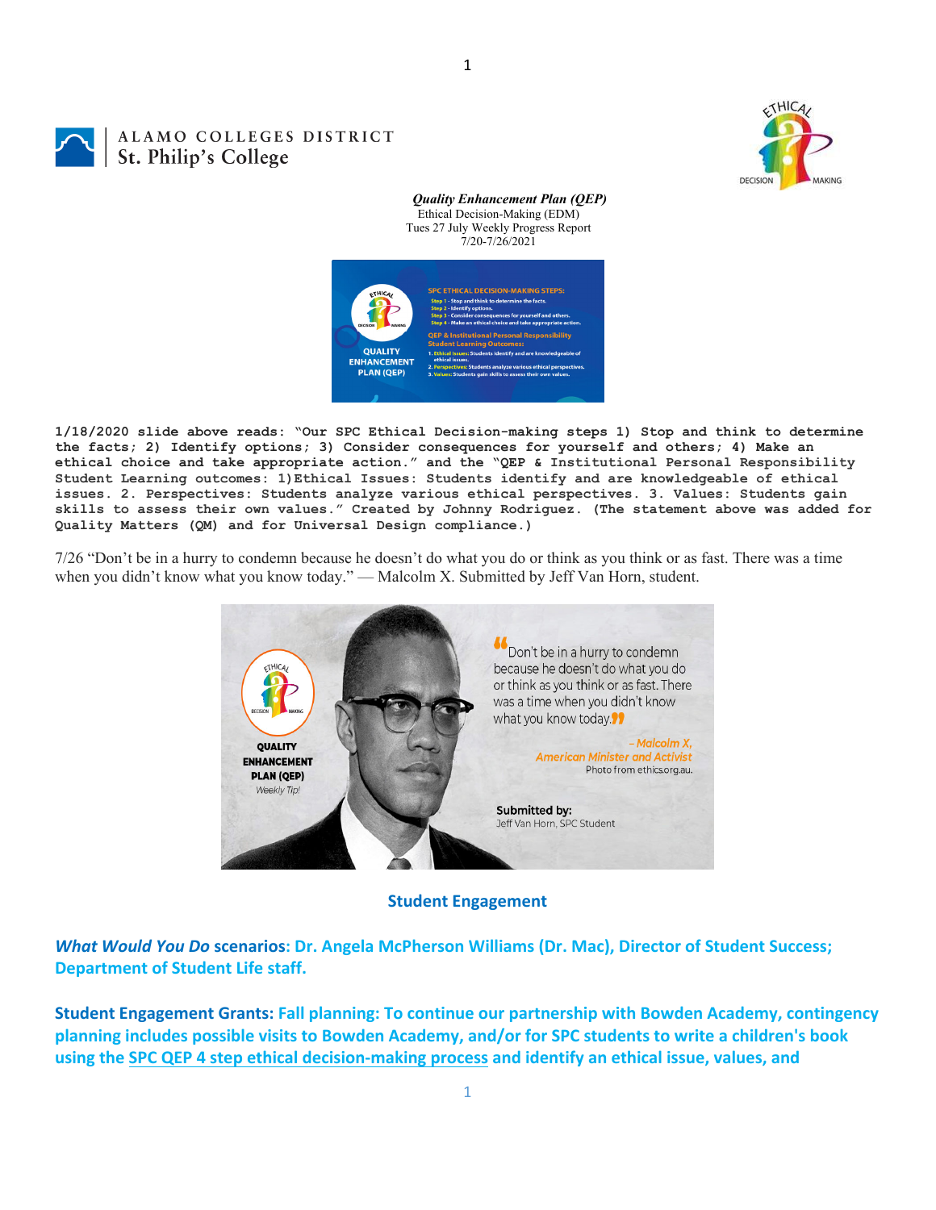ALAMO COLLEGES DISTRICT
St. Philip's College

***Quality Enhancement Plan (QEP)***
Ethical Decision-Making (EDM)
Tues 27 July Weekly Progress Report
7/20-7/26/2021

**1/18/2020 slide above reads: "Our SPC Ethical Decision-making steps 1) Stop and think to determine the facts; 2) Identify options; 3) Consider consequences for yourself and others; 4) Make an ethical choice and take appropriate action." and the "QEP & Institutional Personal Responsibility Student Learning outcomes: 1)Ethical Issues: Students identify and are knowledgeable of ethical issues. 2. Perspectives: Students analyze various ethical perspectives. 3. Values: Students gain skills to assess their own values." Created by Johnny Rodriguez. (The statement above was added for Quality Matters (QM) and for Universal Design compliance.)**

7/26 "Don't be in a hurry to condemn because he doesn't do what you do or think as you think or as fast. There was a time when you didn't know what you know today." — Malcolm X. Submitted by Jeff Van Horn, student.

## Student Engagement

***What Would You Do* scenarios: Dr. Angela McPherson Williams (Dr. Mac), Director of Student Success; Department of Student Life staff.**

**Student Engagement Grants: Fall planning: To continue our partnership with Bowden Academy, contingency planning includes possible visits to Bowden Academy, and/or for SPC students to write a children's book using the SPC QEP 4 step ethical decision-making process and identify an ethical issue, values, and**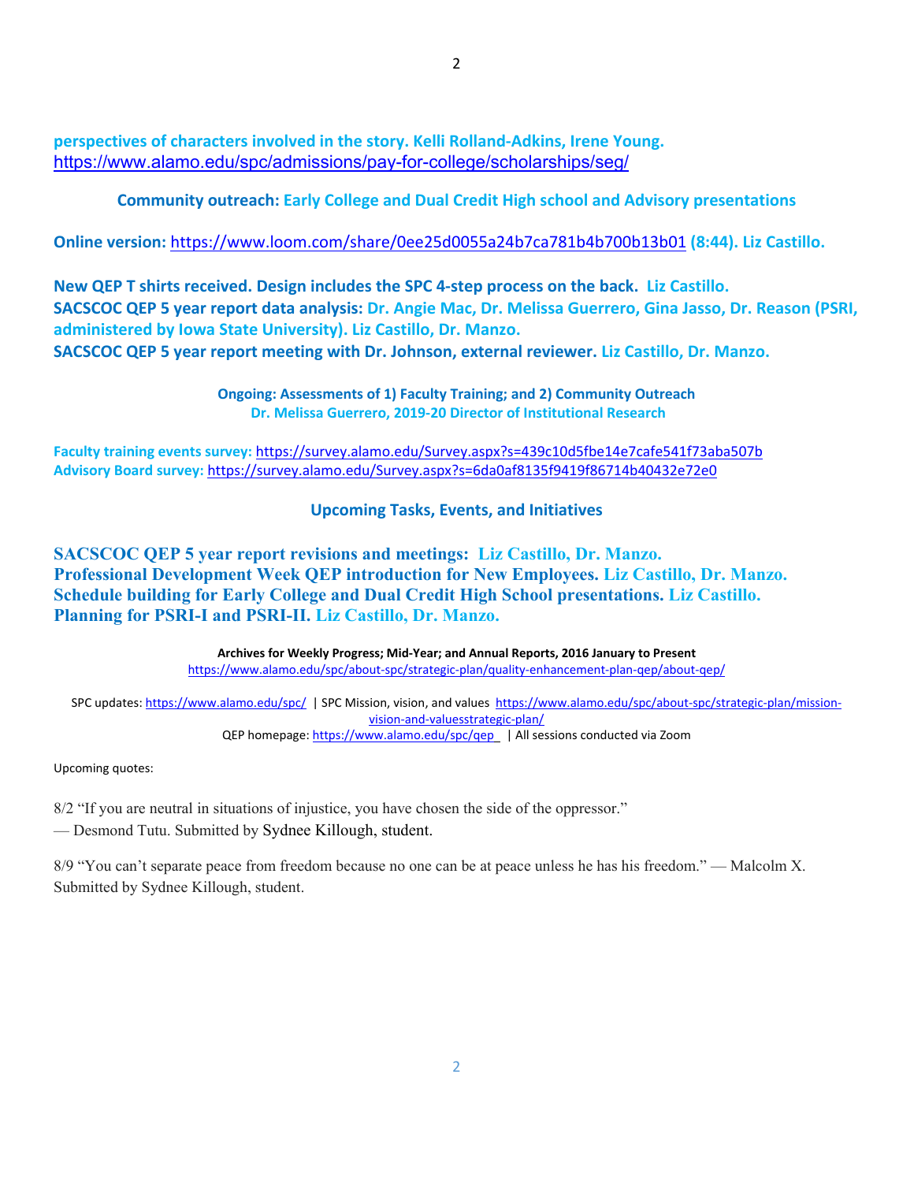**perspectives of characters involved in the story. Kelli Rolland-Adkins, Irene Young.**
https://www.alamo.edu/spc/admissions/pay-for-college/scholarships/seg/

**Community outreach: Early College and Dual Credit High school and Advisory presentations**

**Online version:** https://www.loom.com/share/0ee25d0055a24b7ca781b4b700b13b01 **(8:44). Liz Castillo.**

**New QEP T shirts received. Design includes the SPC 4-step process on the back. Liz Castillo.**
**SACSCOC QEP 5 year report data analysis: Dr. Angie Mac, Dr. Melissa Guerrero, Gina Jasso, Dr. Reason (PSRI, administered by Iowa State University). Liz Castillo, Dr. Manzo.**
**SACSCOC QEP 5 year report meeting with Dr. Johnson, external reviewer. Liz Castillo, Dr. Manzo.**

**Ongoing: Assessments of 1) Faculty Training; and 2) Community Outreach**
**Dr. Melissa Guerrero, 2019-20 Director of Institutional Research**

**Faculty training events survey:** https://survey.alamo.edu/Survey.aspx?s=439c10d5fbe14e7cafe541f73aba507b
**Advisory Board survey:** https://survey.alamo.edu/Survey.aspx?s=6da0af8135f9419f86714b40432e72e0

## Upcoming Tasks, Events, and Initiatives

**SACSCOC QEP 5 year report revisions and meetings: Liz Castillo, Dr. Manzo.**
**Professional Development Week QEP introduction for New Employees. Liz Castillo, Dr. Manzo.**
**Schedule building for Early College and Dual Credit High School presentations. Liz Castillo.**
**Planning for PSRI-I and PSRI-II. Liz Castillo, Dr. Manzo.**

**Archives for Weekly Progress; Mid-Year; and Annual Reports, 2016 January to Present**
https://www.alamo.edu/spc/about-spc/strategic-plan/quality-enhancement-plan-qep/about-qep/

SPC updates: https://www.alamo.edu/spc/ | SPC Mission, vision, and values https://www.alamo.edu/spc/about-spc/strategic-plan/mission-vision-and-valuesstrategic-plan/
QEP homepage: https://www.alamo.edu/spc/qep | All sessions conducted via Zoom

Upcoming quotes:

8/2 "If you are neutral in situations of injustice, you have chosen the side of the oppressor."
— Desmond Tutu. Submitted by Sydnee Killough, student.

8/9 "You can't separate peace from freedom because no one can be at peace unless he has his freedom." — Malcolm X. Submitted by Sydnee Killough, student.